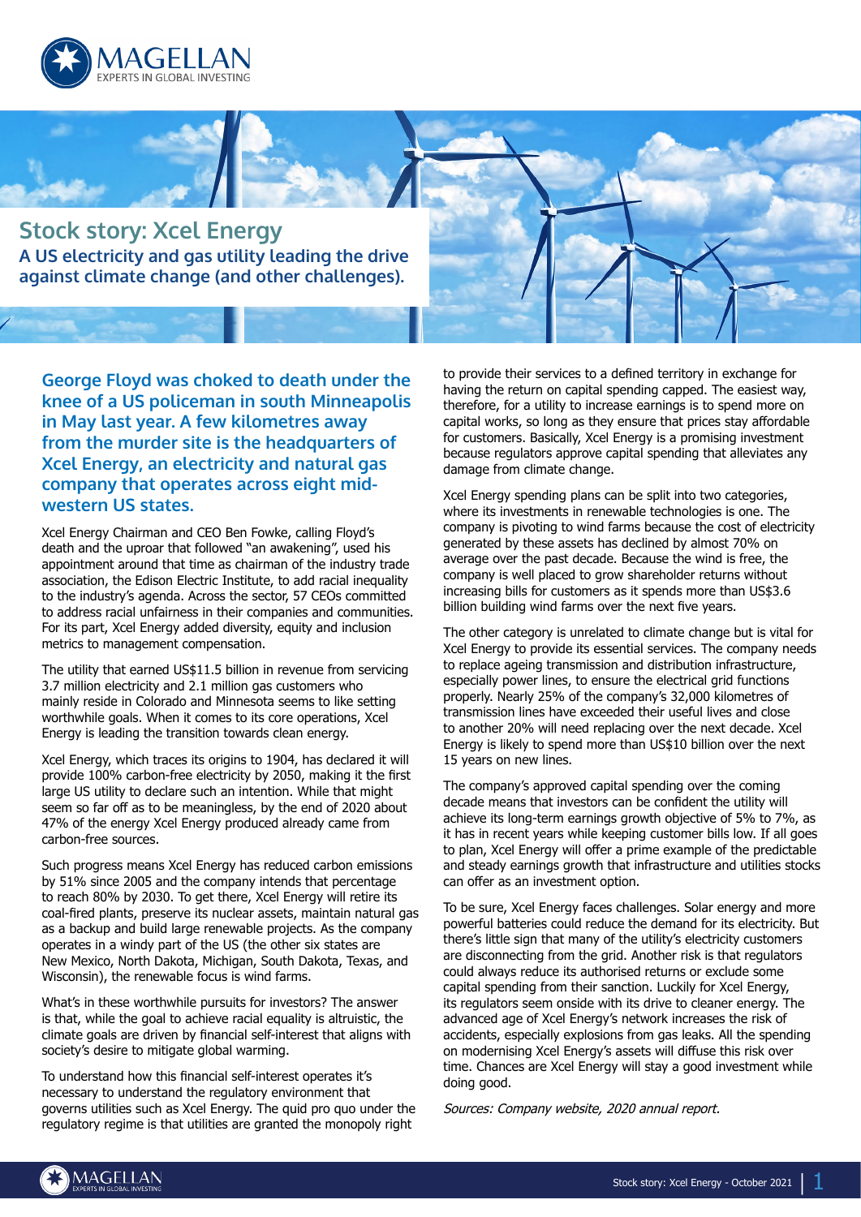# Stock story: Xcel Energy

## A US electricity and gas utility leading the drive against climate change (and other challenges).

**George Floyd was choked to death under the knee of a US policeman in south Minneapolis in May last year. A few kilometres away from the murder site is the headquarters of Xcel Energy, an electricity and natural gas company that operates across eight mid-western US states.**

Xcel Energy Chairman and CEO Ben Fowke, calling Floyd's death and the uproar that followed "an awakening", used his appointment around that time as chairman of the industry trade association, the Edison Electric Institute, to add racial inequality to the industry's agenda. Across the sector, 57 CEOs committed to address racial unfairness in their companies and communities. For its part, Xcel Energy added diversity, equity and inclusion metrics to management compensation.

The utility that earned US$11.5 billion in revenue from servicing 3.7 million electricity and 2.1 million gas customers who mainly reside in Colorado and Minnesota seems to like setting worthwhile goals. When it comes to its core operations, Xcel Energy is leading the transition towards clean energy.

Xcel Energy, which traces its origins to 1904, has declared it will provide 100% carbon-free electricity by 2050, making it the first large US utility to declare such an intention. While that might seem so far off as to be meaningless, by the end of 2020 about 47% of the energy Xcel Energy produced already came from carbon-free sources.

Such progress means Xcel Energy has reduced carbon emissions by 51% since 2005 and the company intends that percentage to reach 80% by 2030. To get there, Xcel Energy will retire its coal-fired plants, preserve its nuclear assets, maintain natural gas as a backup and build large renewable projects. As the company operates in a windy part of the US (the other six states are New Mexico, North Dakota, Michigan, South Dakota, Texas, and Wisconsin), the renewable focus is wind farms.

What's in these worthwhile pursuits for investors? The answer is that, while the goal to achieve racial equality is altruistic, the climate goals are driven by financial self-interest that aligns with society's desire to mitigate global warming.

To understand how this financial self-interest operates it's necessary to understand the regulatory environment that governs utilities such as Xcel Energy. The quid pro quo under the regulatory regime is that utilities are granted the monopoly right to provide their services to a defined territory in exchange for having the return on capital spending capped. The easiest way, therefore, for a utility to increase earnings is to spend more on capital works, so long as they ensure that prices stay affordable for customers. Basically, Xcel Energy is a promising investment because regulators approve capital spending that alleviates any damage from climate change.

Xcel Energy spending plans can be split into two categories, where its investments in renewable technologies is one. The company is pivoting to wind farms because the cost of electricity generated by these assets has declined by almost 70% on average over the past decade. Because the wind is free, the company is well placed to grow shareholder returns without increasing bills for customers as it spends more than US$3.6 billion building wind farms over the next five years.

The other category is unrelated to climate change but is vital for Xcel Energy to provide its essential services. The company needs to replace ageing transmission and distribution infrastructure, especially power lines, to ensure the electrical grid functions properly. Nearly 25% of the company's 32,000 kilometres of transmission lines have exceeded their useful lives and close to another 20% will need replacing over the next decade. Xcel Energy is likely to spend more than US$10 billion over the next 15 years on new lines.

The company's approved capital spending over the coming decade means that investors can be confident the utility will achieve its long-term earnings growth objective of 5% to 7%, as it has in recent years while keeping customer bills low. If all goes to plan, Xcel Energy will offer a prime example of the predictable and steady earnings growth that infrastructure and utilities stocks can offer as an investment option.

To be sure, Xcel Energy faces challenges. Solar energy and more powerful batteries could reduce the demand for its electricity. But there's little sign that many of the utility's electricity customers are disconnecting from the grid. Another risk is that regulators could always reduce its authorised returns or exclude some capital spending from their sanction. Luckily for Xcel Energy, its regulators seem onside with its drive to cleaner energy. The advanced age of Xcel Energy's network increases the risk of accidents, especially explosions from gas leaks. All the spending on modernising Xcel Energy's assets will diffuse this risk over time. Chances are Xcel Energy will stay a good investment while doing good.

*Sources: Company website, 2020 annual report.*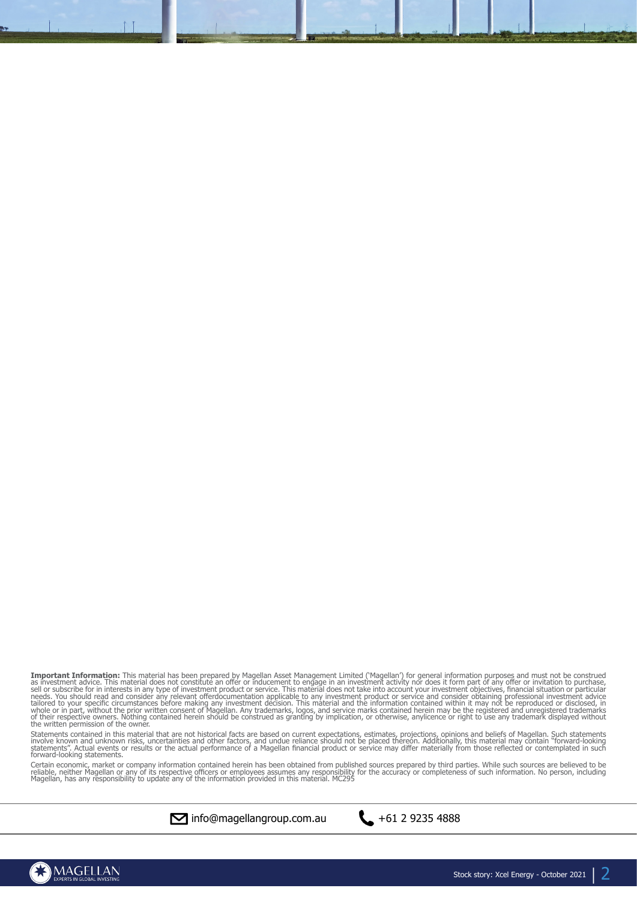**Important Information:** This material has been prepared by Magellan Asset Management Limited ('Magellan') for general information purposes and must not be construed as investment advice. This material does not constitute an offer or inducement to engage in an investment activity nor does it form part of any offer or invitation to purchase, sell or subscribe for in interests in any type of investment product or service. This material does not take into account your investment objectives, financial situation or particular needs. You should read and consider any relevant offerdocumentation applicable to any investment product or service and consider obtaining professional investment advice tailored to your specific circumstances before making any investment decision. This material and the information contained within it may not be reproduced or disclosed, in whole or in part, without the prior written consent of Magellan. Any trademarks, logos, and service marks contained herein may be the registered and unregistered trademarks of their respective owners. Nothing contained herein should be construed as granting by implication, or otherwise, anylicence or right to use any trademark displayed without the written permission of the owner.

Statements contained in this material that are not historical facts are based on current expectations, estimates, projections, opinions and beliefs of Magellan. Such statements involve known and unknown risks, uncertainties and other factors, and undue reliance should not be placed thereon. Additionally, this material may contain "forward-looking statements". Actual events or results or the actual performance of a Magellan financial product or service may differ materially from those reflected or contemplated in such forward-looking statements.

Certain economic, market or company information contained herein has been obtained from published sources prepared by third parties. While such sources are believed to be reliable, neither Magellan or any of its respective officers or employees assumes any responsibility for the accuracy or completeness of such information. No person, including Magellan, has any responsibility to update any of the information provided in this material. MC295

info@magellangroup.com.au    +61 2 9235 4888